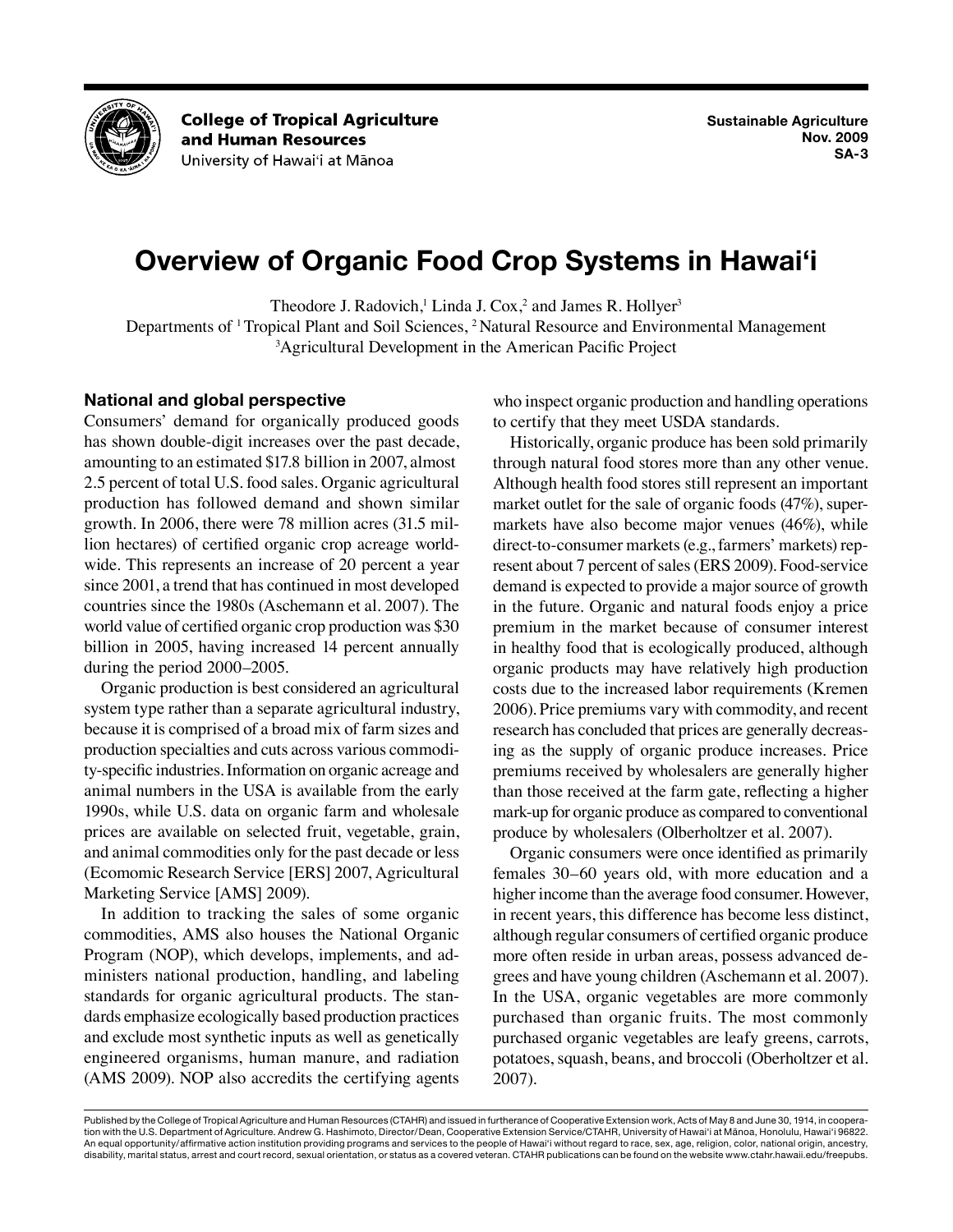College of Tropical Agriculture and Human Resources
University of Hawai'i at Mānoa

Sustainable Agriculture
Nov. 2009
SA-3

# Overview of Organic Food Crop Systems in Hawai'i

Theodore J. Radovich,[1] Linda J. Cox,[2] and James R. Hollyer[3]

Departments of [1] Tropical Plant and Soil Sciences, [2] Natural Resource and Environmental Management
[3]Agricultural Development in the American Pacific Project

## National and global perspective

Consumers' demand for organically produced goods has shown double-digit increases over the past decade, amounting to an estimated $17.8 billion in 2007, almost 2.5 percent of total U.S. food sales. Organic agricultural production has followed demand and shown similar growth. In 2006, there were 78 million acres (31.5 million hectares) of certified organic crop acreage worldwide. This represents an increase of 20 percent a year since 2001, a trend that has continued in most developed countries since the 1980s (Aschemann et al. 2007). The world value of certified organic crop production was $30 billion in 2005, having increased 14 percent annually during the period 2000–2005.

Organic production is best considered an agricultural system type rather than a separate agricultural industry, because it is comprised of a broad mix of farm sizes and production specialties and cuts across various commodity-specific industries. Information on organic acreage and animal numbers in the USA is available from the early 1990s, while U.S. data on organic farm and wholesale prices are available on selected fruit, vegetable, grain, and animal commodities only for the past decade or less (Ecomomic Research Service [ERS] 2007, Agricultural Marketing Service [AMS] 2009).

In addition to tracking the sales of some organic commodities, AMS also houses the National Organic Program (NOP), which develops, implements, and administers national production, handling, and labeling standards for organic agricultural products. The standards emphasize ecologically based production practices and exclude most synthetic inputs as well as genetically engineered organisms, human manure, and radiation (AMS 2009). NOP also accredits the certifying agents who inspect organic production and handling operations to certify that they meet USDA standards.

Historically, organic produce has been sold primarily through natural food stores more than any other venue. Although health food stores still represent an important market outlet for the sale of organic foods (47%), supermarkets have also become major venues (46%), while direct-to-consumer markets (e.g., farmers' markets) represent about 7 percent of sales (ERS 2009). Food-service demand is expected to provide a major source of growth in the future. Organic and natural foods enjoy a price premium in the market because of consumer interest in healthy food that is ecologically produced, although organic products may have relatively high production costs due to the increased labor requirements (Kremen 2006). Price premiums vary with commodity, and recent research has concluded that prices are generally decreasing as the supply of organic produce increases. Price premiums received by wholesalers are generally higher than those received at the farm gate, reflecting a higher mark-up for organic produce as compared to conventional produce by wholesalers (Olberholtzer et al. 2007).

Organic consumers were once identified as primarily females 30–60 years old, with more education and a higher income than the average food consumer. However, in recent years, this difference has become less distinct, although regular consumers of certified organic produce more often reside in urban areas, possess advanced degrees and have young children (Aschemann et al. 2007). In the USA, organic vegetables are more commonly purchased than organic fruits. The most commonly purchased organic vegetables are leafy greens, carrots, potatoes, squash, beans, and broccoli (Oberholtzer et al. 2007).

Published by the College of Tropical Agriculture and Human Resources (CTAHR) and issued in furtherance of Cooperative Extension work, Acts of May 8 and June 30, 1914, in cooperation with the U.S. Department of Agriculture. Andrew G. Hashimoto, Director/Dean, Cooperative Extension Service/CTAHR, University of Hawai'i at Mānoa, Honolulu, Hawai'i 96822. An equal opportunity/affirmative action institution providing programs and services to the people of Hawai'i without regard to race, sex, age, religion, color, national origin, ancestry, disability, marital status, arrest and court record, sexual orientation, or status as a covered veteran. CTAHR publications can be found on the website www.ctahr.hawaii.edu/freepubs.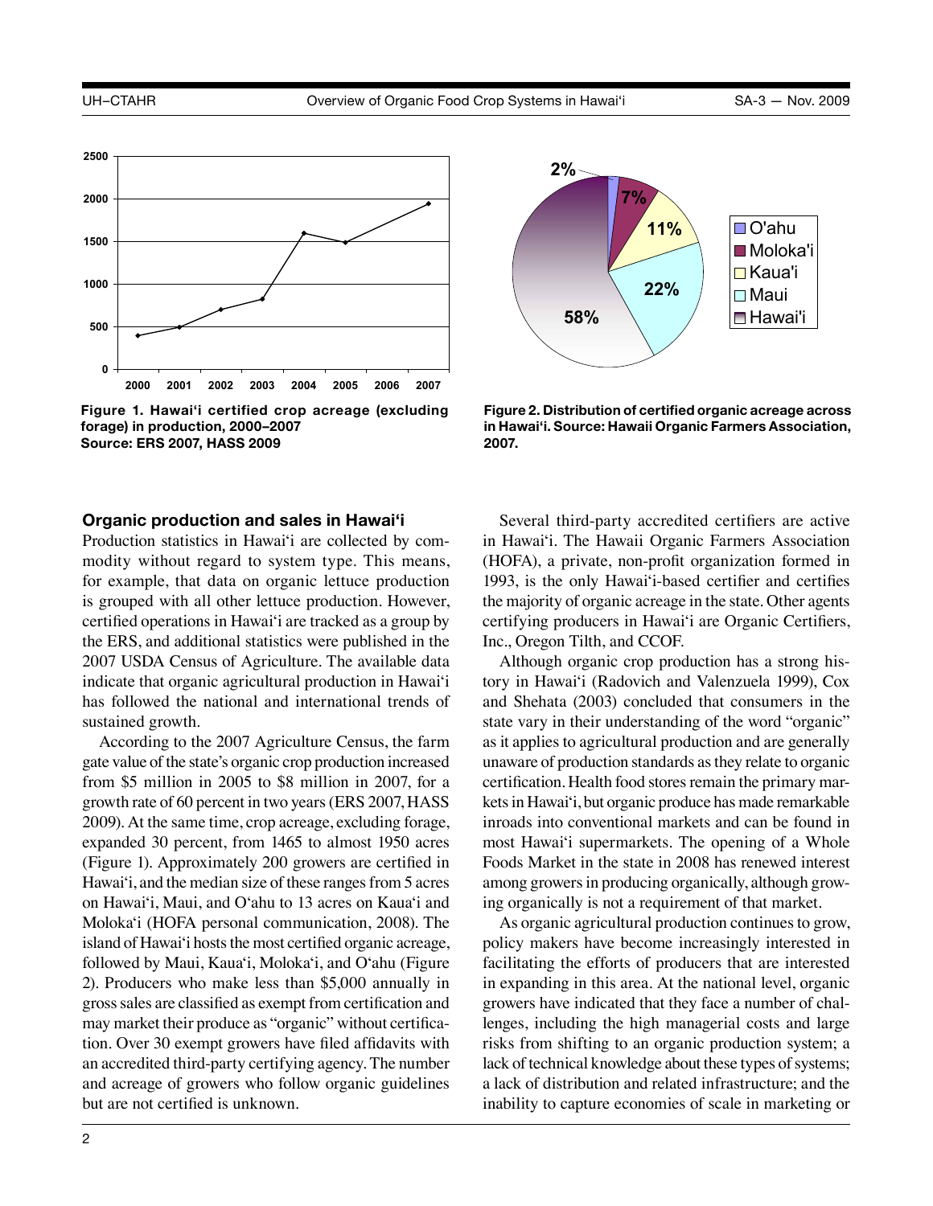Figure 1. Hawai'i certified crop acreage (excluding forage) in production, 2000–2007
Source: ERS 2007, HASS 2009

Figure 2. Distribution of certified organic acreage across in Hawai'i. Source: Hawaii Organic Farmers Association, 2007.

## Organic production and sales in Hawai'i

Production statistics in Hawai'i are collected by commodity without regard to system type. This means, for example, that data on organic lettuce production is grouped with all other lettuce production. However, certified operations in Hawai'i are tracked as a group by the ERS, and additional statistics were published in the 2007 USDA Census of Agriculture. The available data indicate that organic agricultural production in Hawai'i has followed the national and international trends of sustained growth.

According to the 2007 Agriculture Census, the farm gate value of the state's organic crop production increased from $5 million in 2005 to $8 million in 2007, for a growth rate of 60 percent in two years (ERS 2007, HASS 2009). At the same time, crop acreage, excluding forage, expanded 30 percent, from 1465 to almost 1950 acres (Figure 1). Approximately 200 growers are certified in Hawai'i, and the median size of these ranges from 5 acres on Hawai'i, Maui, and O'ahu to 13 acres on Kaua'i and Moloka'i (HOFA personal communication, 2008). The island of Hawai'i hosts the most certified organic acreage, followed by Maui, Kaua'i, Moloka'i, and O'ahu (Figure 2). Producers who make less than $5,000 annually in gross sales are classified as exempt from certification and may market their produce as "organic" without certification. Over 30 exempt growers have filed affidavits with an accredited third-party certifying agency. The number and acreage of growers who follow organic guidelines but are not certified is unknown.

Several third-party accredited certifiers are active in Hawai'i. The Hawaii Organic Farmers Association (HOFA), a private, non-profit organization formed in 1993, is the only Hawai'i-based certifier and certifies the majority of organic acreage in the state. Other agents certifying producers in Hawai'i are Organic Certifiers, Inc., Oregon Tilth, and CCOF.

Although organic crop production has a strong history in Hawai'i (Radovich and Valenzuela 1999), Cox and Shehata (2003) concluded that consumers in the state vary in their understanding of the word "organic" as it applies to agricultural production and are generally unaware of production standards as they relate to organic certification. Health food stores remain the primary markets in Hawai'i, but organic produce has made remarkable inroads into conventional markets and can be found in most Hawai'i supermarkets. The opening of a Whole Foods Market in the state in 2008 has renewed interest among growers in producing organically, although growing organically is not a requirement of that market.

As organic agricultural production continues to grow, policy makers have become increasingly interested in facilitating the efforts of producers that are interested in expanding in this area. At the national level, organic growers have indicated that they face a number of challenges, including the high managerial costs and large risks from shifting to an organic production system; a lack of technical knowledge about these types of systems; a lack of distribution and related infrastructure; and the inability to capture economies of scale in marketing or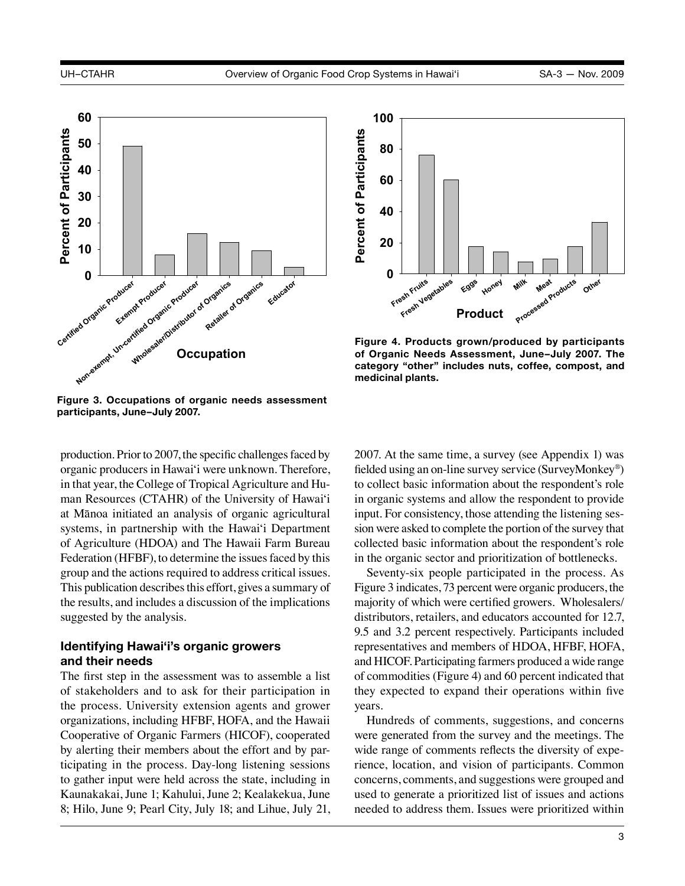Figure 3. Occupations of organic needs assessment participants, June–July 2007.

Figure 4. Products grown/produced by participants of Organic Needs Assessment, June–July 2007. The category "other" includes nuts, coffee, compost, and medicinal plants.

production. Prior to 2007, the specific challenges faced by organic producers in Hawai'i were unknown. Therefore, in that year, the College of Tropical Agriculture and Human Resources (CTAHR) of the University of Hawai'i at Mānoa initiated an analysis of organic agricultural systems, in partnership with the Hawai'i Department of Agriculture (HDOA) and The Hawaii Farm Bureau Federation (HFBF), to determine the issues faced by this group and the actions required to address critical issues. This publication describes this effort, gives a summary of the results, and includes a discussion of the implications suggested by the analysis.

### Identifying Hawai'i's organic growers and their needs

The first step in the assessment was to assemble a list of stakeholders and to ask for their participation in the process. University extension agents and grower organizations, including HFBF, HOFA, and the Hawaii Cooperative of Organic Farmers (HICOF), cooperated by alerting their members about the effort and by participating in the process. Day-long listening sessions to gather input were held across the state, including in Kaunakakai, June 1; Kahului, June 2; Kealakekua, June 8; Hilo, June 9; Pearl City, July 18; and Lihue, July 21, 2007. At the same time, a survey (see Appendix 1) was fielded using an on-line survey service (SurveyMonkey®) to collect basic information about the respondent's role in organic systems and allow the respondent to provide input. For consistency, those attending the listening session were asked to complete the portion of the survey that collected basic information about the respondent's role in the organic sector and prioritization of bottlenecks.

Seventy-six people participated in the process. As Figure 3 indicates, 73 percent were organic producers, the majority of which were certified growers. Wholesalers/distributors, retailers, and educators accounted for 12.7, 9.5 and 3.2 percent respectively. Participants included representatives and members of HDOA, HFBF, HOFA, and HICOF. Participating farmers produced a wide range of commodities (Figure 4) and 60 percent indicated that they expected to expand their operations within five years.

Hundreds of comments, suggestions, and concerns were generated from the survey and the meetings. The wide range of comments reflects the diversity of experience, location, and vision of participants. Common concerns, comments, and suggestions were grouped and used to generate a prioritized list of issues and actions needed to address them. Issues were prioritized within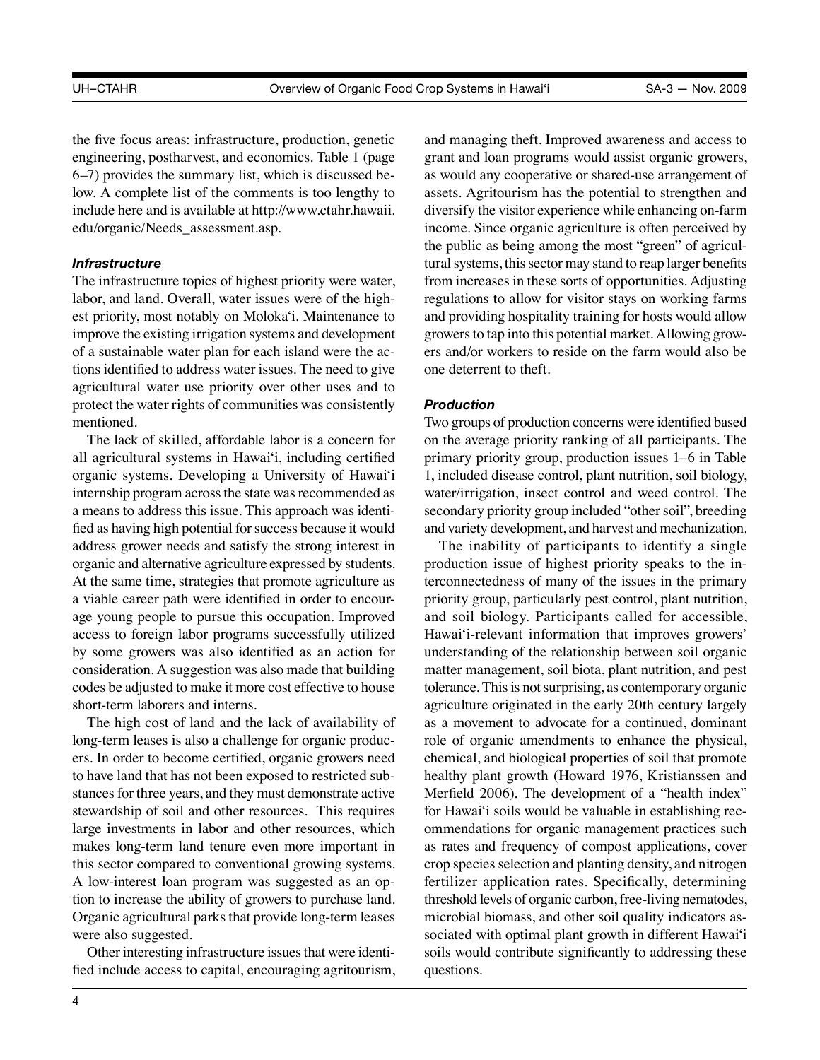the five focus areas: infrastructure, production, genetic engineering, postharvest, and economics. Table 1 (page 6–7) provides the summary list, which is discussed below. A complete list of the comments is too lengthy to include here and is available at http://www.ctahr.hawaii.edu/organic/Needs_assessment.asp.

### *Infrastructure*

The infrastructure topics of highest priority were water, labor, and land. Overall, water issues were of the highest priority, most notably on Moloka'i. Maintenance to improve the existing irrigation systems and development of a sustainable water plan for each island were the actions identified to address water issues. The need to give agricultural water use priority over other uses and to protect the water rights of communities was consistently mentioned.

The lack of skilled, affordable labor is a concern for all agricultural systems in Hawai'i, including certified organic systems. Developing a University of Hawai'i internship program across the state was recommended as a means to address this issue. This approach was identified as having high potential for success because it would address grower needs and satisfy the strong interest in organic and alternative agriculture expressed by students. At the same time, strategies that promote agriculture as a viable career path were identified in order to encourage young people to pursue this occupation. Improved access to foreign labor programs successfully utilized by some growers was also identified as an action for consideration. A suggestion was also made that building codes be adjusted to make it more cost effective to house short-term laborers and interns.

The high cost of land and the lack of availability of long-term leases is also a challenge for organic producers. In order to become certified, organic growers need to have land that has not been exposed to restricted substances for three years, and they must demonstrate active stewardship of soil and other resources. This requires large investments in labor and other resources, which makes long-term land tenure even more important in this sector compared to conventional growing systems. A low-interest loan program was suggested as an option to increase the ability of growers to purchase land. Organic agricultural parks that provide long-term leases were also suggested.

Other interesting infrastructure issues that were identified include access to capital, encouraging agritourism, and managing theft. Improved awareness and access to grant and loan programs would assist organic growers, as would any cooperative or shared-use arrangement of assets. Agritourism has the potential to strengthen and diversify the visitor experience while enhancing on-farm income. Since organic agriculture is often perceived by the public as being among the most "green" of agricultural systems, this sector may stand to reap larger benefits from increases in these sorts of opportunities. Adjusting regulations to allow for visitor stays on working farms and providing hospitality training for hosts would allow growers to tap into this potential market. Allowing growers and/or workers to reside on the farm would also be one deterrent to theft.

### *Production*

Two groups of production concerns were identified based on the average priority ranking of all participants. The primary priority group, production issues 1–6 in Table 1, included disease control, plant nutrition, soil biology, water/irrigation, insect control and weed control. The secondary priority group included "other soil", breeding and variety development, and harvest and mechanization.

The inability of participants to identify a single production issue of highest priority speaks to the interconnectedness of many of the issues in the primary priority group, particularly pest control, plant nutrition, and soil biology. Participants called for accessible, Hawai'i-relevant information that improves growers' understanding of the relationship between soil organic matter management, soil biota, plant nutrition, and pest tolerance. This is not surprising, as contemporary organic agriculture originated in the early 20th century largely as a movement to advocate for a continued, dominant role of organic amendments to enhance the physical, chemical, and biological properties of soil that promote healthy plant growth (Howard 1976, Kristianssen and Merfield 2006). The development of a "health index" for Hawai'i soils would be valuable in establishing recommendations for organic management practices such as rates and frequency of compost applications, cover crop species selection and planting density, and nitrogen fertilizer application rates. Specifically, determining threshold levels of organic carbon, free-living nematodes, microbial biomass, and other soil quality indicators associated with optimal plant growth in different Hawai'i soils would contribute significantly to addressing these questions.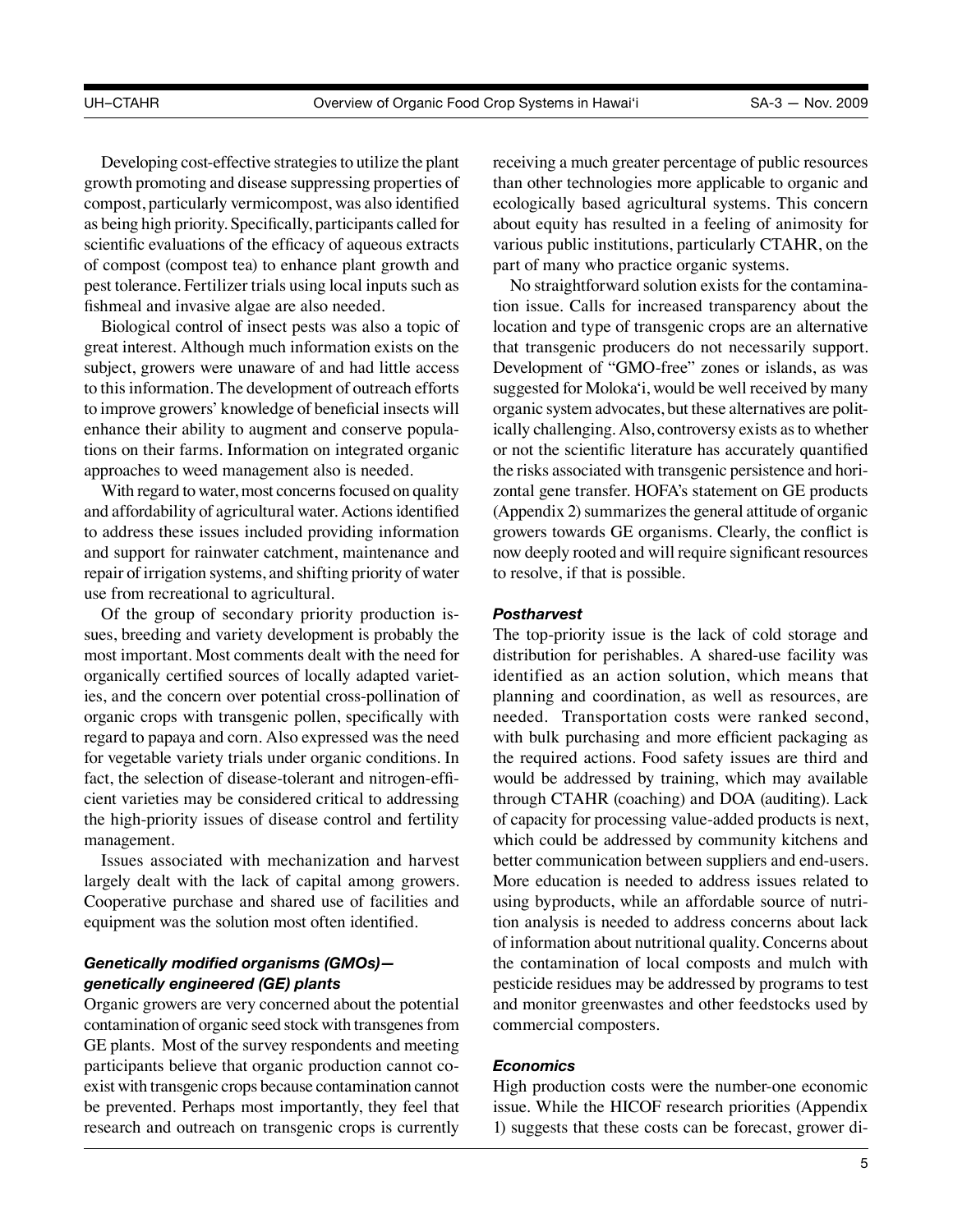Developing cost-effective strategies to utilize the plant growth promoting and disease suppressing properties of compost, particularly vermicompost, was also identified as being high priority. Specifically, participants called for scientific evaluations of the efficacy of aqueous extracts of compost (compost tea) to enhance plant growth and pest tolerance. Fertilizer trials using local inputs such as fishmeal and invasive algae are also needed.

Biological control of insect pests was also a topic of great interest. Although much information exists on the subject, growers were unaware of and had little access to this information. The development of outreach efforts to improve growers' knowledge of beneficial insects will enhance their ability to augment and conserve populations on their farms. Information on integrated organic approaches to weed management also is needed.

With regard to water, most concerns focused on quality and affordability of agricultural water. Actions identified to address these issues included providing information and support for rainwater catchment, maintenance and repair of irrigation systems, and shifting priority of water use from recreational to agricultural.

Of the group of secondary priority production issues, breeding and variety development is probably the most important. Most comments dealt with the need for organically certified sources of locally adapted varieties, and the concern over potential cross-pollination of organic crops with transgenic pollen, specifically with regard to papaya and corn. Also expressed was the need for vegetable variety trials under organic conditions. In fact, the selection of disease-tolerant and nitrogen-efficient varieties may be considered critical to addressing the high-priority issues of disease control and fertility management.

Issues associated with mechanization and harvest largely dealt with the lack of capital among growers. Cooperative purchase and shared use of facilities and equipment was the solution most often identified.

### *Genetically modified organisms (GMOs)—genetically engineered (GE) plants*

Organic growers are very concerned about the potential contamination of organic seed stock with transgenes from GE plants. Most of the survey respondents and meeting participants believe that organic production cannot coexist with transgenic crops because contamination cannot be prevented. Perhaps most importantly, they feel that research and outreach on transgenic crops is currently receiving a much greater percentage of public resources than other technologies more applicable to organic and ecologically based agricultural systems. This concern about equity has resulted in a feeling of animosity for various public institutions, particularly CTAHR, on the part of many who practice organic systems.

No straightforward solution exists for the contamination issue. Calls for increased transparency about the location and type of transgenic crops are an alternative that transgenic producers do not necessarily support. Development of "GMO-free" zones or islands, as was suggested for Moloka'i, would be well received by many organic system advocates, but these alternatives are politically challenging. Also, controversy exists as to whether or not the scientific literature has accurately quantified the risks associated with transgenic persistence and horizontal gene transfer. HOFA's statement on GE products (Appendix 2) summarizes the general attitude of organic growers towards GE organisms. Clearly, the conflict is now deeply rooted and will require significant resources to resolve, if that is possible.

### *Postharvest*

The top-priority issue is the lack of cold storage and distribution for perishables. A shared-use facility was identified as an action solution, which means that planning and coordination, as well as resources, are needed. Transportation costs were ranked second, with bulk purchasing and more efficient packaging as the required actions. Food safety issues are third and would be addressed by training, which may available through CTAHR (coaching) and DOA (auditing). Lack of capacity for processing value-added products is next, which could be addressed by community kitchens and better communication between suppliers and end-users. More education is needed to address issues related to using byproducts, while an affordable source of nutrition analysis is needed to address concerns about lack of information about nutritional quality. Concerns about the contamination of local composts and mulch with pesticide residues may be addressed by programs to test and monitor greenwastes and other feedstocks used by commercial composters.

### *Economics*

High production costs were the number-one economic issue. While the HICOF research priorities (Appendix 1) suggests that these costs can be forecast, grower di-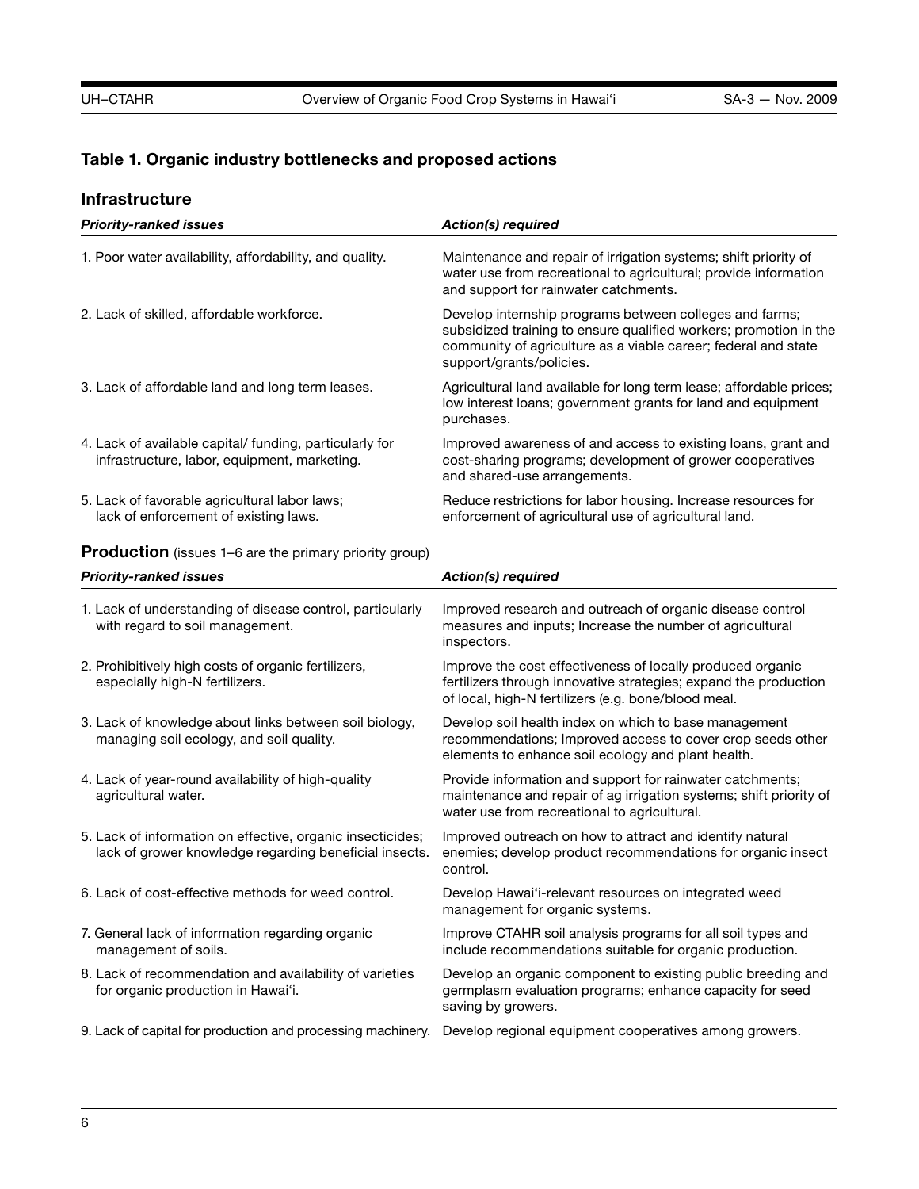## Table 1. Organic industry bottlenecks and proposed actions

### Infrastructure

| *Priority-ranked issues* | *Action(s) required* |
|---|---|
| 1. Poor water availability, affordability, and quality. | Maintenance and repair of irrigation systems; shift priority of water use from recreational to agricultural; provide information and support for rainwater catchments. |
| 2. Lack of skilled, affordable workforce. | Develop internship programs between colleges and farms; subsidized training to ensure qualified workers; promotion in the community of agriculture as a viable career; federal and state support/grants/policies. |
| 3. Lack of affordable land and long term leases. | Agricultural land available for long term lease; affordable prices; low interest loans; government grants for land and equipment purchases. |
| 4. Lack of available capital/ funding, particularly for infrastructure, labor, equipment, marketing. | Improved awareness of and access to existing loans, grant and cost-sharing programs; development of grower cooperatives and shared-use arrangements. |
| 5. Lack of favorable agricultural labor laws; lack of enforcement of existing laws. | Reduce restrictions for labor housing. Increase resources for enforcement of agricultural use of agricultural land. |

### Production (issues 1–6 are the primary priority group)

| *Priority-ranked issues* | *Action(s) required* |
|---|---|
| 1. Lack of understanding of disease control, particularly with regard to soil management. | Improved research and outreach of organic disease control measures and inputs; Increase the number of agricultural inspectors. |
| 2. Prohibitively high costs of organic fertilizers, especially high-N fertilizers. | Improve the cost effectiveness of locally produced organic fertilizers through innovative strategies; expand the production of local, high-N fertilizers (e.g. bone/blood meal. |
| 3. Lack of knowledge about links between soil biology, managing soil ecology, and soil quality. | Develop soil health index on which to base management recommendations; Improved access to cover crop seeds other elements to enhance soil ecology and plant health. |
| 4. Lack of year-round availability of high-quality agricultural water. | Provide information and support for rainwater catchments; maintenance and repair of ag irrigation systems; shift priority of water use from recreational to agricultural. |
| 5. Lack of information on effective, organic insecticides; lack of grower knowledge regarding beneficial insects. | Improved outreach on how to attract and identify natural enemies; develop product recommendations for organic insect control. |
| 6. Lack of cost-effective methods for weed control. | Develop Hawai'i-relevant resources on integrated weed management for organic systems. |
| 7. General lack of information regarding organic management of soils. | Improve CTAHR soil analysis programs for all soil types and include recommendations suitable for organic production. |
| 8. Lack of recommendation and availability of varieties for organic production in Hawai'i. | Develop an organic component to existing public breeding and germplasm evaluation programs; enhance capacity for seed saving by growers. |
| 9. Lack of capital for production and processing machinery. | Develop regional equipment cooperatives among growers. |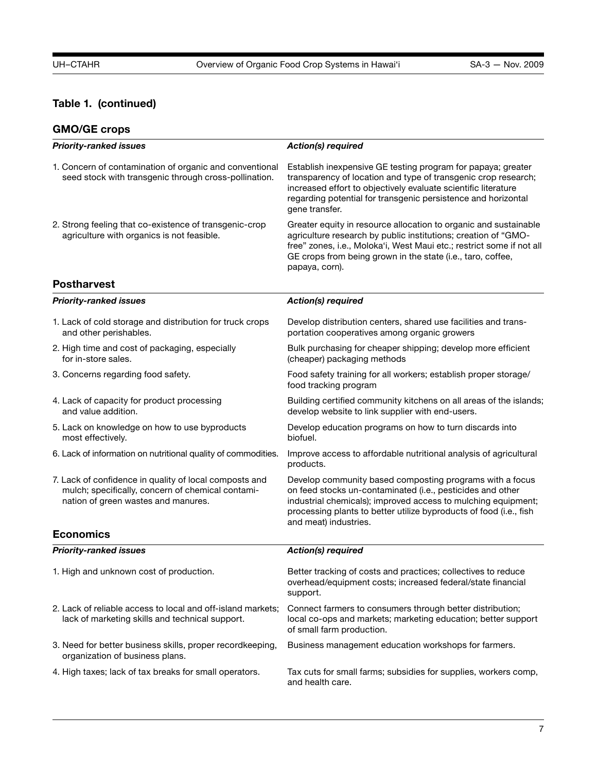**Table 1. (continued)**

### GMO/GE crops

| *Priority-ranked issues* | *Action(s) required* |
| --- | --- |
| 1. Concern of contamination of organic and conventional seed stock with transgenic through cross-pollination. | Establish inexpensive GE testing program for papaya; greater transparency of location and type of transgenic crop research; increased effort to objectively evaluate scientific literature regarding potential for transgenic persistence and horizontal gene transfer. |
| 2. Strong feeling that co-existence of transgenic-crop agriculture with organics is not feasible. | Greater equity in resource allocation to organic and sustainable agriculture research by public institutions; creation of "GMO-free" zones, i.e., Moloka'i, West Maui etc.; restrict some if not all GE crops from being grown in the state (i.e., taro, coffee, papaya, corn). |

### Postharvest

| *Priority-ranked issues* | *Action(s) required* |
| --- | --- |
| 1. Lack of cold storage and distribution for truck crops and other perishables. | Develop distribution centers, shared use facilities and transportation cooperatives among organic growers |
| 2. High time and cost of packaging, especially for in-store sales. | Bulk purchasing for cheaper shipping; develop more efficient (cheaper) packaging methods |
| 3. Concerns regarding food safety. | Food safety training for all workers; establish proper storage/food tracking program |
| 4. Lack of capacity for product processing and value addition. | Building certified community kitchens on all areas of the islands; develop website to link supplier with end-users. |
| 5. Lack on knowledge on how to use byproducts most effectively. | Develop education programs on how to turn discards into biofuel. |
| 6. Lack of information on nutritional quality of commodities. | Improve access to affordable nutritional analysis of agricultural products. |
| 7. Lack of confidence in quality of local composts and mulch; specifically, concern of chemical contamination of green wastes and manures. | Develop community based composting programs with a focus on feed stocks un-contaminated (i.e., pesticides and other industrial chemicals); improved access to mulching equipment; processing plants to better utilize byproducts of food (i.e., fish and meat) industries. |

### Economics

| *Priority-ranked issues* | *Action(s) required* |
| --- | --- |
| 1. High and unknown cost of production. | Better tracking of costs and practices; collectives to reduce overhead/equipment costs; increased federal/state financial support. |
| 2. Lack of reliable access to local and off-island markets; lack of marketing skills and technical support. | Connect farmers to consumers through better distribution; local co-ops and markets; marketing education; better support of small farm production. |
| 3. Need for better business skills, proper recordkeeping, organization of business plans. | Business management education workshops for farmers. |
| 4. High taxes; lack of tax breaks for small operators. | Tax cuts for small farms; subsidies for supplies, workers comp, and health care. |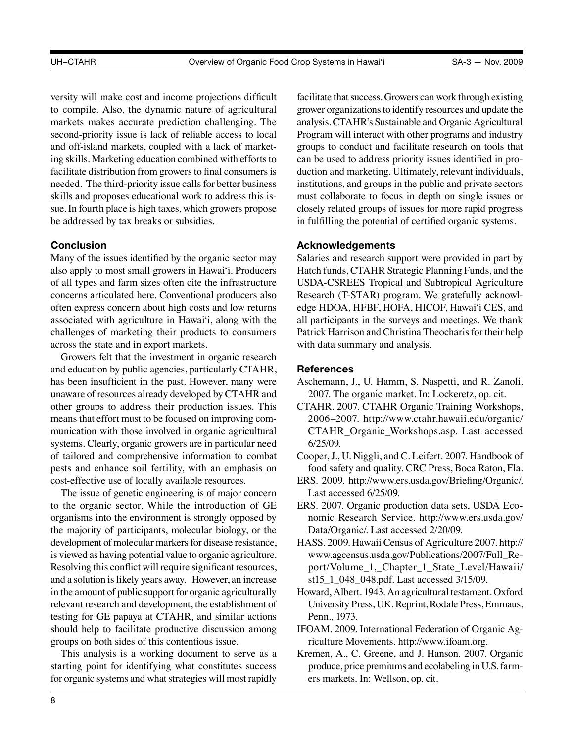versity will make cost and income projections difficult to compile. Also, the dynamic nature of agricultural markets makes accurate prediction challenging. The second-priority issue is lack of reliable access to local and off-island markets, coupled with a lack of marketing skills. Marketing education combined with efforts to facilitate distribution from growers to final consumers is needed. The third-priority issue calls for better business skills and proposes educational work to address this issue. In fourth place is high taxes, which growers propose be addressed by tax breaks or subsidies.

### Conclusion

Many of the issues identified by the organic sector may also apply to most small growers in Hawai'i. Producers of all types and farm sizes often cite the infrastructure concerns articulated here. Conventional producers also often express concern about high costs and low returns associated with agriculture in Hawai'i, along with the challenges of marketing their products to consumers across the state and in export markets.

Growers felt that the investment in organic research and education by public agencies, particularly CTAHR, has been insufficient in the past. However, many were unaware of resources already developed by CTAHR and other groups to address their production issues. This means that effort must to be focused on improving communication with those involved in organic agricultural systems. Clearly, organic growers are in particular need of tailored and comprehensive information to combat pests and enhance soil fertility, with an emphasis on cost-effective use of locally available resources.

The issue of genetic engineering is of major concern to the organic sector. While the introduction of GE organisms into the environment is strongly opposed by the majority of participants, molecular biology, or the development of molecular markers for disease resistance, is viewed as having potential value to organic agriculture. Resolving this conflict will require significant resources, and a solution is likely years away. However, an increase in the amount of public support for organic agriculturally relevant research and development, the establishment of testing for GE papaya at CTAHR, and similar actions should help to facilitate productive discussion among groups on both sides of this contentious issue.

This analysis is a working document to serve as a starting point for identifying what constitutes success for organic systems and what strategies will most rapidly facilitate that success. Growers can work through existing grower organizations to identify resources and update the analysis. CTAHR's Sustainable and Organic Agricultural Program will interact with other programs and industry groups to conduct and facilitate research on tools that can be used to address priority issues identified in production and marketing. Ultimately, relevant individuals, institutions, and groups in the public and private sectors must collaborate to focus in depth on single issues or closely related groups of issues for more rapid progress in fulfilling the potential of certified organic systems.

### Acknowledgements

Salaries and research support were provided in part by Hatch funds, CTAHR Strategic Planning Funds, and the USDA-CSREES Tropical and Subtropical Agriculture Research (T-STAR) program. We gratefully acknowledge HDOA, HFBF, HOFA, HICOF, Hawai'i CES, and all participants in the surveys and meetings. We thank Patrick Harrison and Christina Theocharis for their help with data summary and analysis.

### References

Aschemann, J., U. Hamm, S. Naspetti, and R. Zanoli. 2007. The organic market. In: Lockeretz, op. cit.

CTAHR. 2007. CTAHR Organic Training Workshops, 2006–2007. http://www.ctahr.hawaii.edu/organic/CTAHR_Organic_Workshops.asp. Last accessed 6/25/09.

Cooper, J., U. Niggli, and C. Leifert. 2007. Handbook of food safety and quality. CRC Press, Boca Raton, Fla.

ERS. 2009. http://www.ers.usda.gov/Briefing/Organic/. Last accessed 6/25/09.

ERS. 2007. Organic production data sets, USDA Economic Research Service. http://www.ers.usda.gov/Data/Organic/. Last accessed 2/20/09.

HASS. 2009. Hawaii Census of Agriculture 2007. http://www.agcensus.usda.gov/Publications/2007/Full_Report/Volume_1,_Chapter_1_State_Level/Hawaii/st15_1_048_048.pdf. Last accessed 3/15/09.

Howard, Albert. 1943. An agricultural testament. Oxford University Press, UK. Reprint, Rodale Press, Emmaus, Penn., 1973.

IFOAM. 2009. International Federation of Organic Agriculture Movements. http://www.ifoam.org.

Kremen, A., C. Greene, and J. Hanson. 2007. Organic produce, price premiums and ecolabeling in U.S. farmers markets. In: Wellson, op. cit.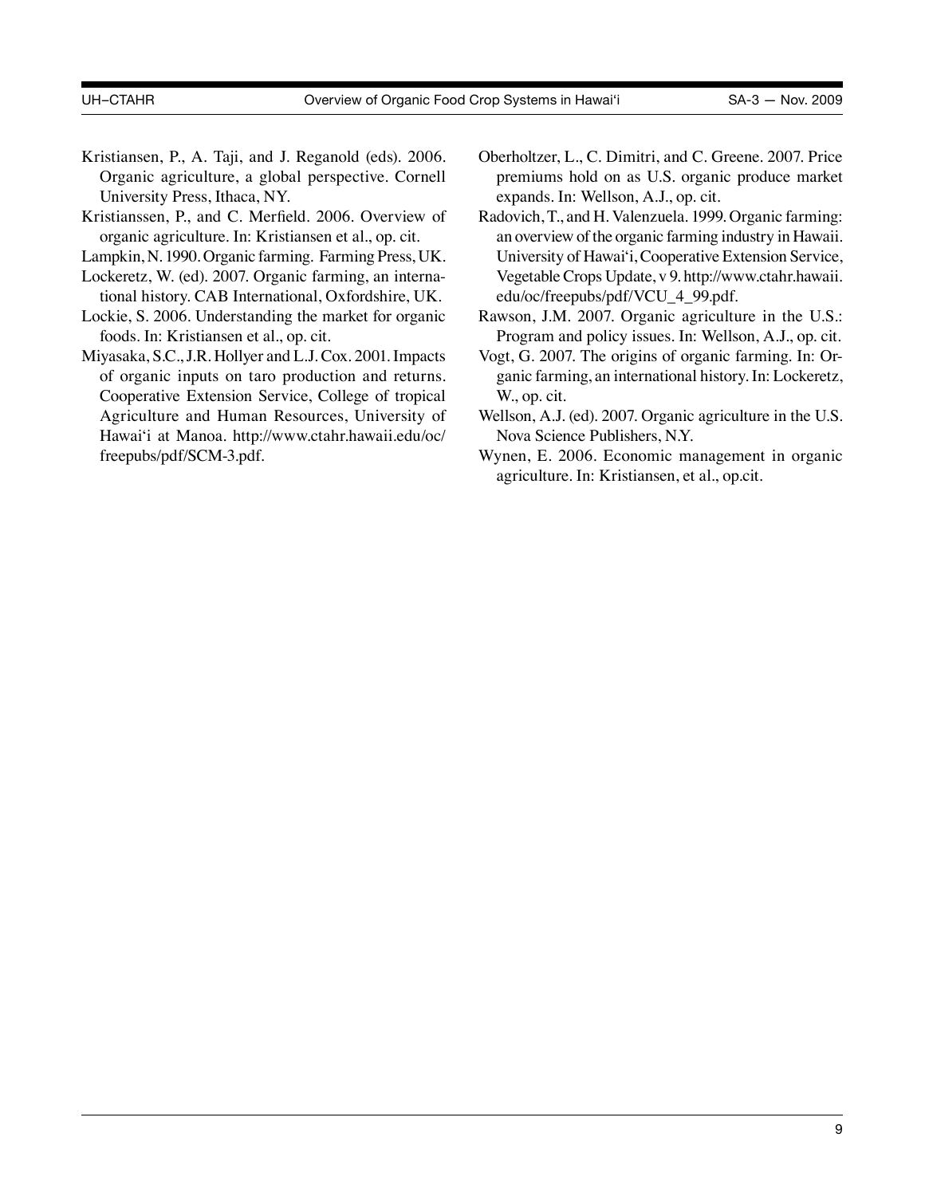Kristiansen, P., A. Taji, and J. Reganold (eds). 2006. Organic agriculture, a global perspective. Cornell University Press, Ithaca, NY.

Kristianssen, P., and C. Merfield. 2006. Overview of organic agriculture. In: Kristiansen et al., op. cit.

Lampkin, N. 1990. Organic farming. Farming Press, UK.

Lockeretz, W. (ed). 2007. Organic farming, an international history. CAB International, Oxfordshire, UK.

Lockie, S. 2006. Understanding the market for organic foods. In: Kristiansen et al., op. cit.

Miyasaka, S.C., J.R. Hollyer and L.J. Cox. 2001. Impacts of organic inputs on taro production and returns. Cooperative Extension Service, College of tropical Agriculture and Human Resources, University of Hawai'i at Manoa. http://www.ctahr.hawaii.edu/oc/freepubs/pdf/SCM-3.pdf.

Oberholtzer, L., C. Dimitri, and C. Greene. 2007. Price premiums hold on as U.S. organic produce market expands. In: Wellson, A.J., op. cit.

Radovich, T., and H. Valenzuela. 1999. Organic farming: an overview of the organic farming industry in Hawaii. University of Hawai'i, Cooperative Extension Service, Vegetable Crops Update, v 9. http://www.ctahr.hawaii.edu/oc/freepubs/pdf/VCU_4_99.pdf.

Rawson, J.M. 2007. Organic agriculture in the U.S.: Program and policy issues. In: Wellson, A.J., op. cit.

Vogt, G. 2007. The origins of organic farming. In: Organic farming, an international history. In: Lockeretz, W., op. cit.

Wellson, A.J. (ed). 2007. Organic agriculture in the U.S. Nova Science Publishers, N.Y.

Wynen, E. 2006. Economic management in organic agriculture. In: Kristiansen, et al., op.cit.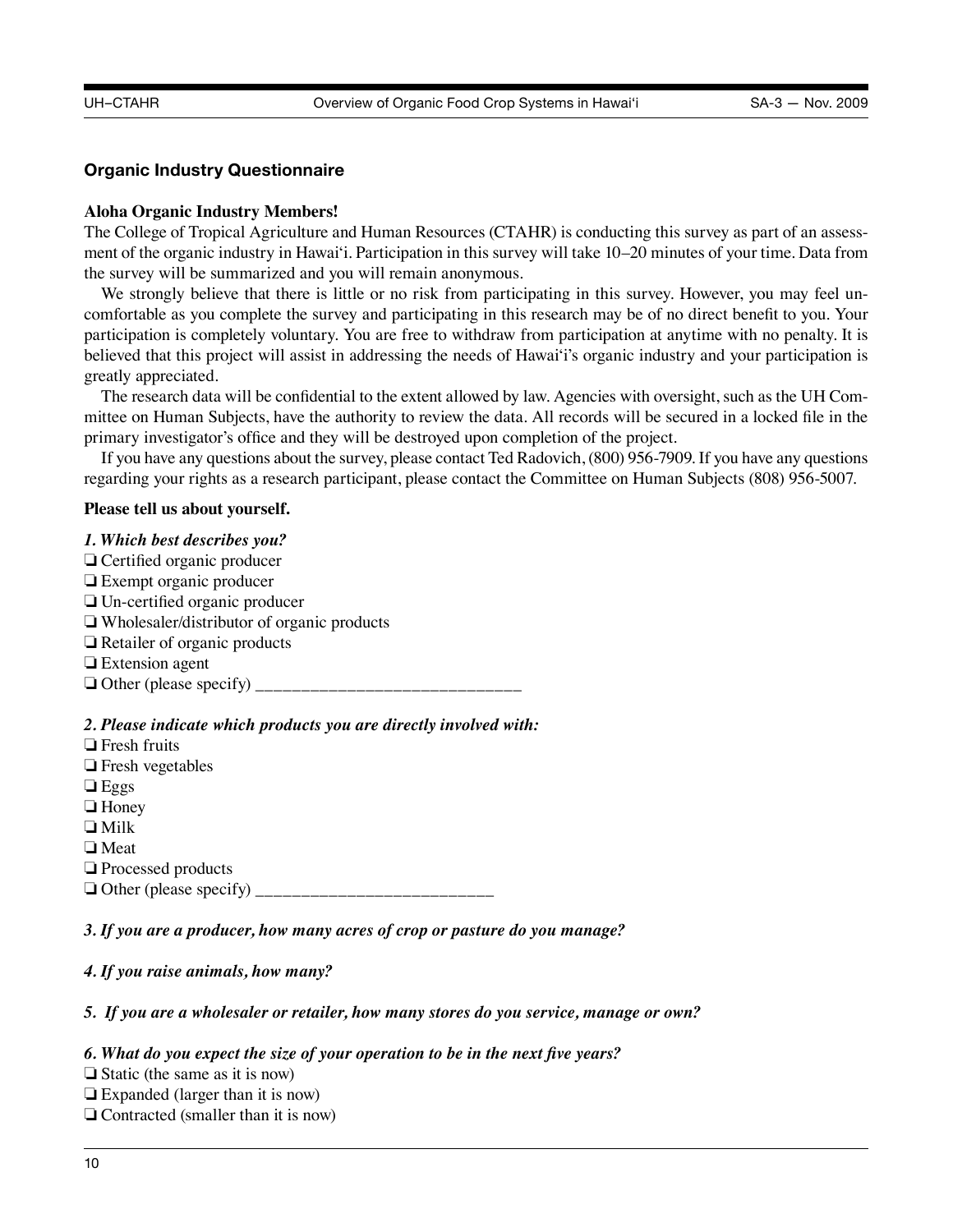## Organic Industry Questionnaire

**Aloha Organic Industry Members!**

The College of Tropical Agriculture and Human Resources (CTAHR) is conducting this survey as part of an assessment of the organic industry in Hawai'i. Participation in this survey will take 10–20 minutes of your time. Data from the survey will be summarized and you will remain anonymous.

We strongly believe that there is little or no risk from participating in this survey. However, you may feel uncomfortable as you complete the survey and participating in this research may be of no direct benefit to you. Your participation is completely voluntary. You are free to withdraw from participation at anytime with no penalty. It is believed that this project will assist in addressing the needs of Hawai'i's organic industry and your participation is greatly appreciated.

The research data will be confidential to the extent allowed by law. Agencies with oversight, such as the UH Committee on Human Subjects, have the authority to review the data. All records will be secured in a locked file in the primary investigator's office and they will be destroyed upon completion of the project.

If you have any questions about the survey, please contact Ted Radovich, (800) 956-7909. If you have any questions regarding your rights as a research participant, please contact the Committee on Human Subjects (808) 956-5007.

**Please tell us about yourself.**

***1. Which best describes you?***

❑ Certified organic producer
❑ Exempt organic producer
❑ Un-certified organic producer
❑ Wholesaler/distributor of organic products
❑ Retailer of organic products
❑ Extension agent
❑ Other (please specify) _____________________________

***2. Please indicate which products you are directly involved with:***

❑ Fresh fruits
❑ Fresh vegetables
❑ Eggs
❑ Honey
❑ Milk
❑ Meat
❑ Processed products
❑ Other (please specify) __________________________

***3. If you are a producer, how many acres of crop or pasture do you manage?***

***4. If you raise animals, how many?***

***5. If you are a wholesaler or retailer, how many stores do you service, manage or own?***

***6. What do you expect the size of your operation to be in the next five years?***

❑ Static (the same as it is now)
❑ Expanded (larger than it is now)
❑ Contracted (smaller than it is now)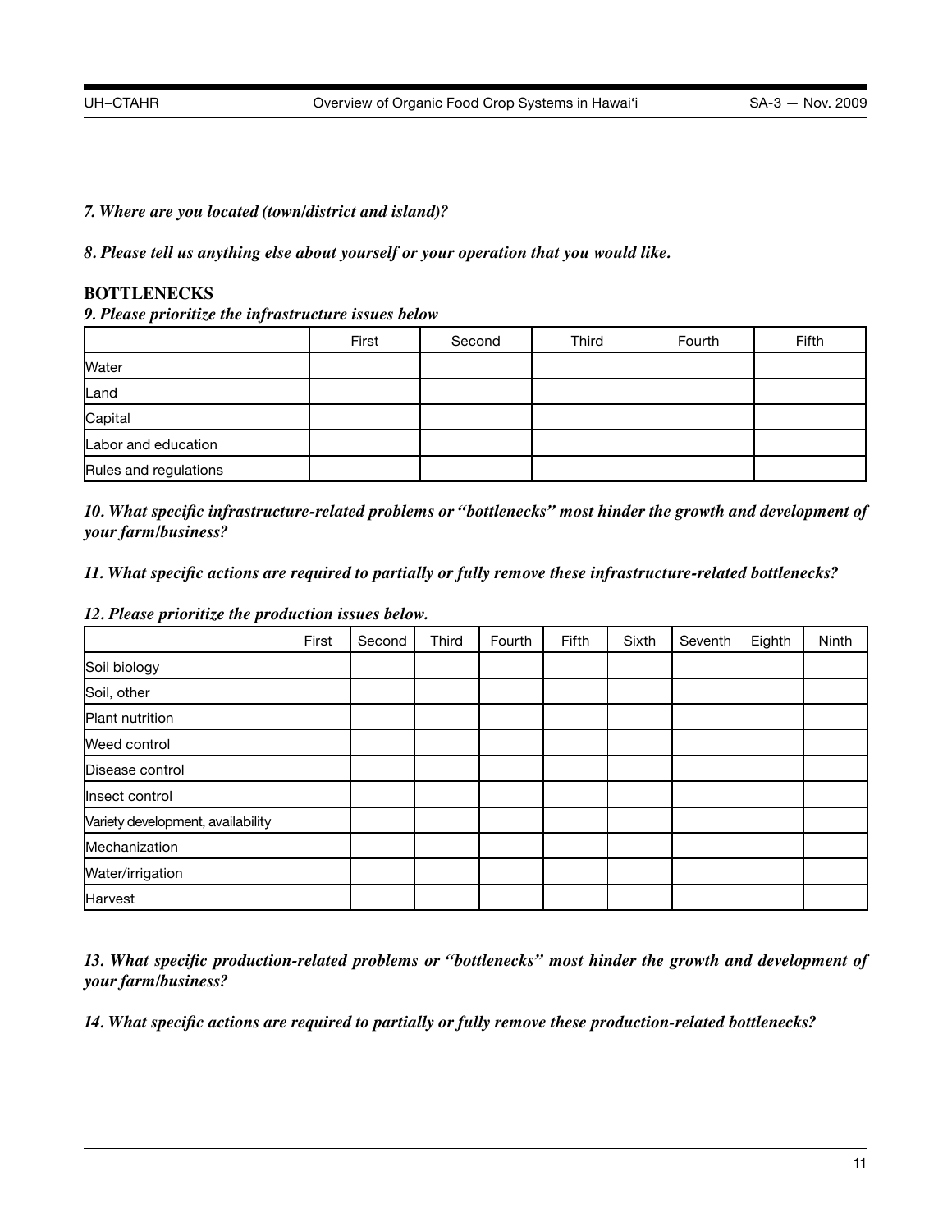***7. Where are you located (town/district and island)?***

***8. Please tell us anything else about yourself or your operation that you would like.***

## BOTTLENECKS

***9. Please prioritize the infrastructure issues below***

| | First | Second | Third | Fourth | Fifth |
|---|---|---|---|---|---|
| Water | | | | | |
| Land | | | | | |
| Capital | | | | | |
| Labor and education | | | | | |
| Rules and regulations | | | | | |

***10. What specific infrastructure-related problems or "bottlenecks" most hinder the growth and development of your farm/business?***

***11. What specific actions are required to partially or fully remove these infrastructure-related bottlenecks?***

***12. Please prioritize the production issues below.***

| | First | Second | Third | Fourth | Fifth | Sixth | Seventh | Eighth | Ninth |
|---|---|---|---|---|---|---|---|---|---|
| Soil biology | | | | | | | | | |
| Soil, other | | | | | | | | | |
| Plant nutrition | | | | | | | | | |
| Weed control | | | | | | | | | |
| Disease control | | | | | | | | | |
| Insect control | | | | | | | | | |
| Variety development, availability | | | | | | | | | |
| Mechanization | | | | | | | | | |
| Water/irrigation | | | | | | | | | |
| Harvest | | | | | | | | | |

***13. What specific production-related problems or "bottlenecks" most hinder the growth and development of your farm/business?***

***14. What specific actions are required to partially or fully remove these production-related bottlenecks?***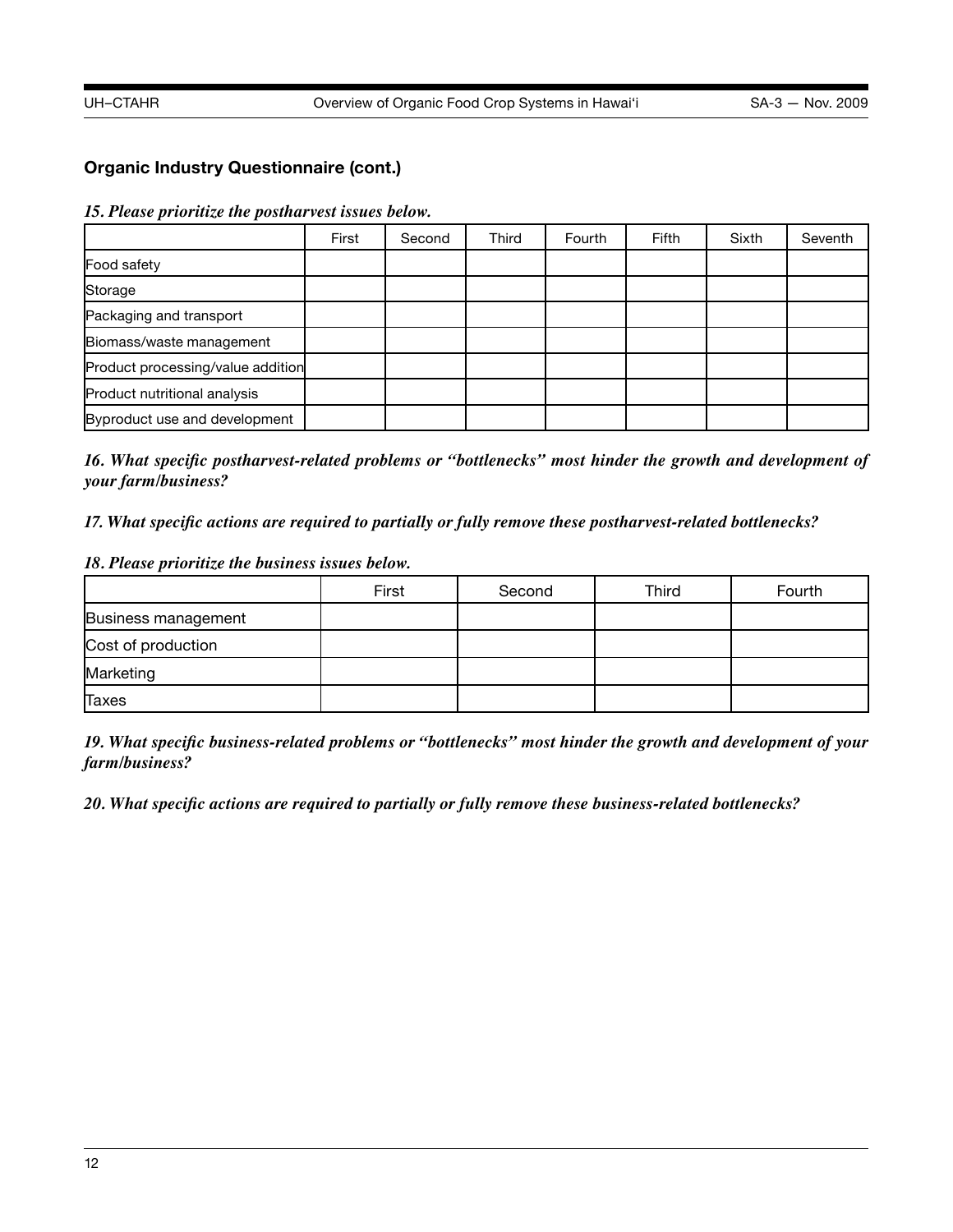### Organic Industry Questionnaire (cont.)

***15. Please prioritize the postharvest issues below.***

| | First | Second | Third | Fourth | Fifth | Sixth | Seventh |
|---|---|---|---|---|---|---|---|
| Food safety | | | | | | | |
| Storage | | | | | | | |
| Packaging and transport | | | | | | | |
| Biomass/waste management | | | | | | | |
| Product processing/value addition | | | | | | | |
| Product nutritional analysis | | | | | | | |
| Byproduct use and development | | | | | | | |

***16. What specific postharvest-related problems or "bottlenecks" most hinder the growth and development of your farm/business?***

***17. What specific actions are required to partially or fully remove these postharvest-related bottlenecks?***

***18. Please prioritize the business issues below.***

| | First | Second | Third | Fourth |
|---|---|---|---|---|
| Business management | | | | |
| Cost of production | | | | |
| Marketing | | | | |
| Taxes | | | | |

***19. What specific business-related problems or "bottlenecks" most hinder the growth and development of your farm/business?***

***20. What specific actions are required to partially or fully remove these business-related bottlenecks?***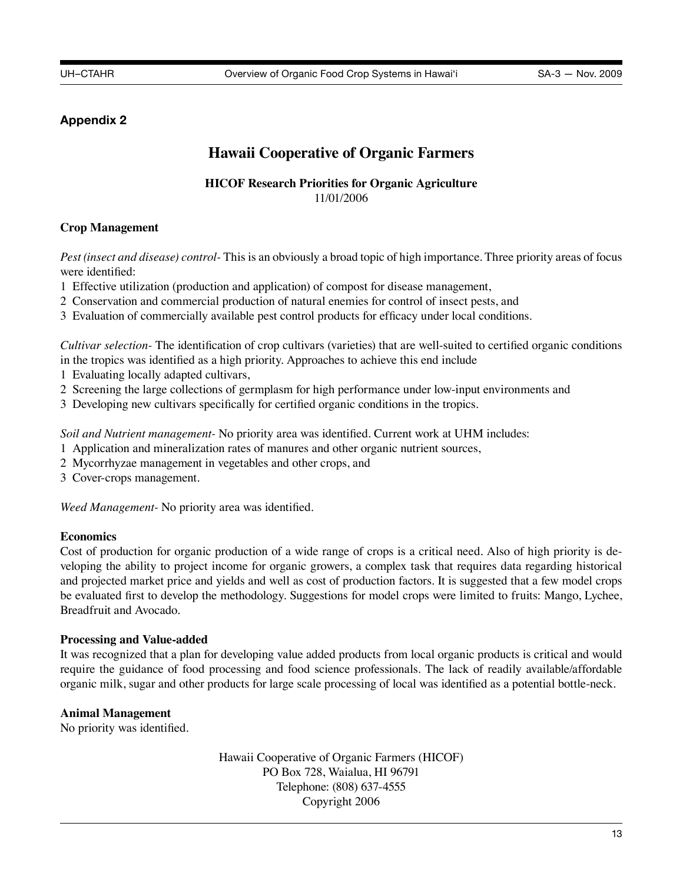**Appendix 2**

# Hawaii Cooperative of Organic Farmers

**HICOF Research Priorities for Organic Agriculture**
11/01/2006

### Crop Management

*Pest (insect and disease) control-* This is an obviously a broad topic of high importance. Three priority areas of focus were identified:

1 Effective utilization (production and application) of compost for disease management,
2 Conservation and commercial production of natural enemies for control of insect pests, and
3 Evaluation of commercially available pest control products for efficacy under local conditions.

*Cultivar selection-* The identification of crop cultivars (varieties) that are well-suited to certified organic conditions in the tropics was identified as a high priority. Approaches to achieve this end include

1 Evaluating locally adapted cultivars,
2 Screening the large collections of germplasm for high performance under low-input environments and
3 Developing new cultivars specifically for certified organic conditions in the tropics.

*Soil and Nutrient management-* No priority area was identified. Current work at UHM includes:

1 Application and mineralization rates of manures and other organic nutrient sources,
2 Mycorrhyzae management in vegetables and other crops, and
3 Cover-crops management.

*Weed Management-* No priority area was identified.

### Economics

Cost of production for organic production of a wide range of crops is a critical need. Also of high priority is developing the ability to project income for organic growers, a complex task that requires data regarding historical and projected market price and yields and well as cost of production factors. It is suggested that a few model crops be evaluated first to develop the methodology. Suggestions for model crops were limited to fruits: Mango, Lychee, Breadfruit and Avocado.

### Processing and Value-added

It was recognized that a plan for developing value added products from local organic products is critical and would require the guidance of food processing and food science professionals. The lack of readily available/affordable organic milk, sugar and other products for large scale processing of local was identified as a potential bottle-neck.

### Animal Management

No priority was identified.

Hawaii Cooperative of Organic Farmers (HICOF)
PO Box 728, Waialua, HI 96791
Telephone: (808) 637-4555
Copyright 2006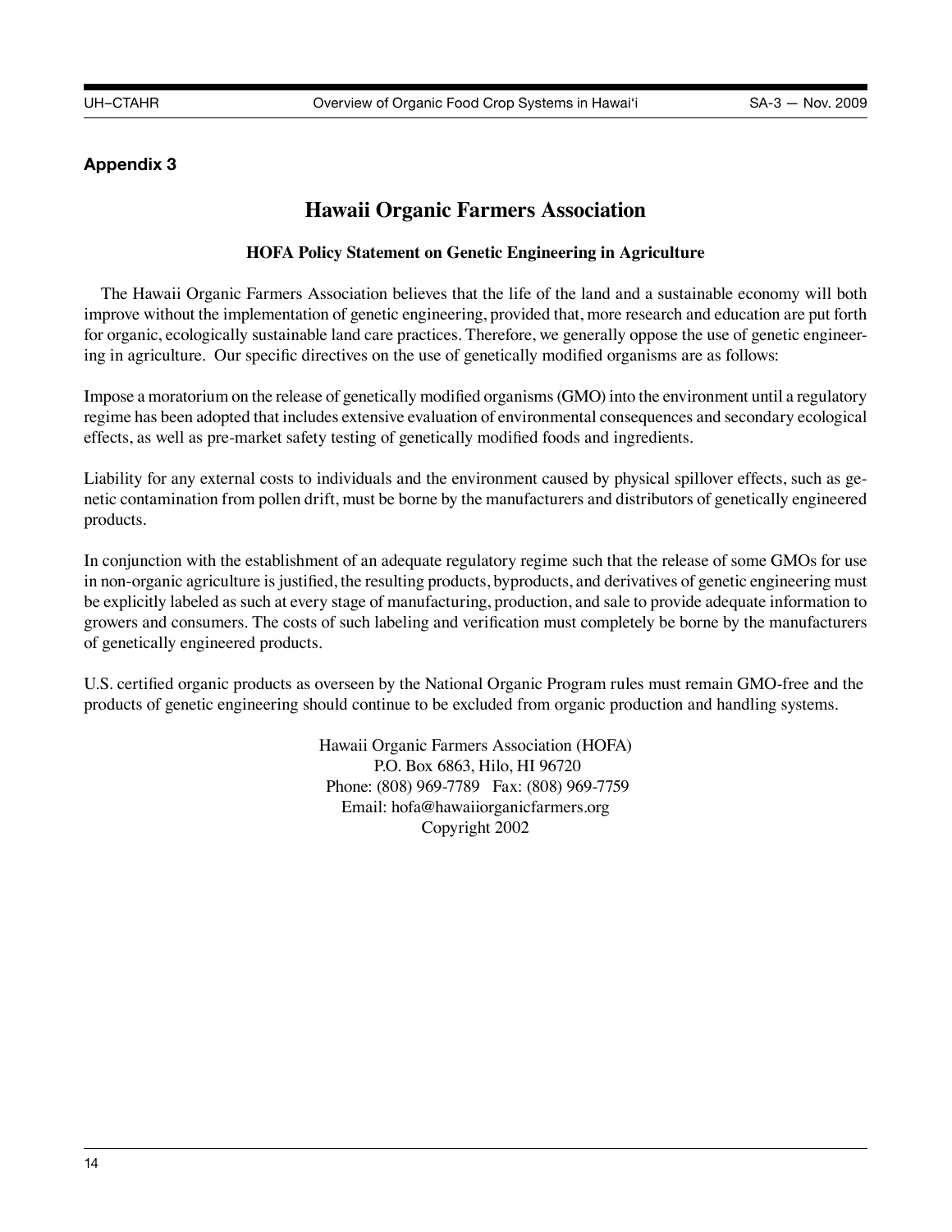## Appendix 3

# Hawaii Organic Farmers Association

### HOFA Policy Statement on Genetic Engineering in Agriculture

The Hawaii Organic Farmers Association believes that the life of the land and a sustainable economy will both improve without the implementation of genetic engineering, provided that, more research and education are put forth for organic, ecologically sustainable land care practices. Therefore, we generally oppose the use of genetic engineering in agriculture. Our specific directives on the use of genetically modified organisms are as follows:

Impose a moratorium on the release of genetically modified organisms (GMO) into the environment until a regulatory regime has been adopted that includes extensive evaluation of environmental consequences and secondary ecological effects, as well as pre-market safety testing of genetically modified foods and ingredients.

Liability for any external costs to individuals and the environment caused by physical spillover effects, such as genetic contamination from pollen drift, must be borne by the manufacturers and distributors of genetically engineered products.

In conjunction with the establishment of an adequate regulatory regime such that the release of some GMOs for use in non-organic agriculture is justified, the resulting products, byproducts, and derivatives of genetic engineering must be explicitly labeled as such at every stage of manufacturing, production, and sale to provide adequate information to growers and consumers. The costs of such labeling and verification must completely be borne by the manufacturers of genetically engineered products.

U.S. certified organic products as overseen by the National Organic Program rules must remain GMO-free and the products of genetic engineering should continue to be excluded from organic production and handling systems.

Hawaii Organic Farmers Association (HOFA)
P.O. Box 6863, Hilo, HI 96720
Phone: (808) 969-7789 Fax: (808) 969-7759
Email: hofa@hawaiiorganicfarmers.org
Copyright 2002